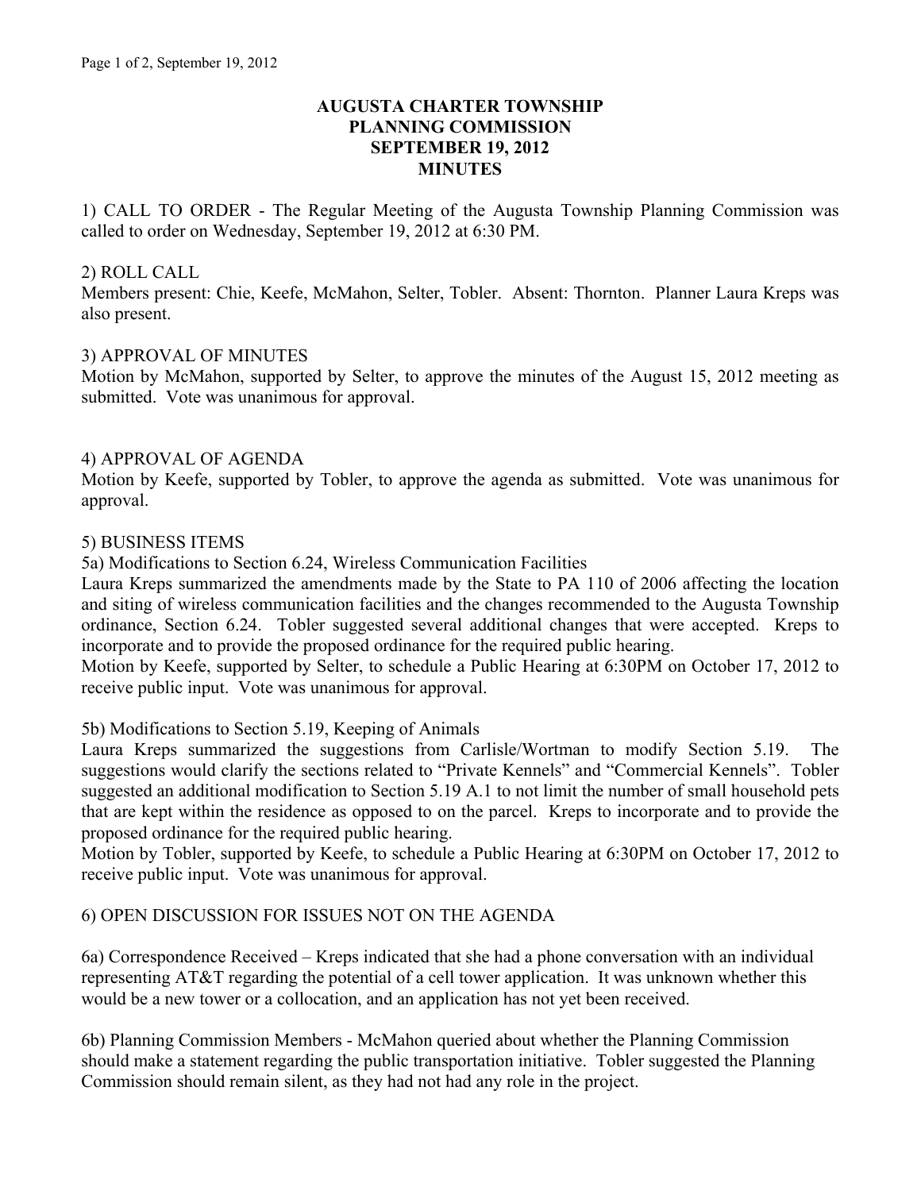# AUGUSTA CHARTER TOWNSHIP
# PLANNING COMMISSION
# SEPTEMBER 19, 2012
# MINUTES

1) CALL TO ORDER - The Regular Meeting of the Augusta Township Planning Commission was called to order on Wednesday, September 19, 2012 at 6:30 PM.

2) ROLL CALL
Members present: Chie, Keefe, McMahon, Selter, Tobler. Absent: Thornton. Planner Laura Kreps was also present.

3) APPROVAL OF MINUTES
Motion by McMahon, supported by Selter, to approve the minutes of the August 15, 2012 meeting as submitted. Vote was unanimous for approval.

4) APPROVAL OF AGENDA
Motion by Keefe, supported by Tobler, to approve the agenda as submitted. Vote was unanimous for approval.

5) BUSINESS ITEMS
5a) Modifications to Section 6.24, Wireless Communication Facilities
Laura Kreps summarized the amendments made by the State to PA 110 of 2006 affecting the location and siting of wireless communication facilities and the changes recommended to the Augusta Township ordinance, Section 6.24. Tobler suggested several additional changes that were accepted. Kreps to incorporate and to provide the proposed ordinance for the required public hearing.
Motion by Keefe, supported by Selter, to schedule a Public Hearing at 6:30PM on October 17, 2012 to receive public input. Vote was unanimous for approval.

5b) Modifications to Section 5.19, Keeping of Animals
Laura Kreps summarized the suggestions from Carlisle/Wortman to modify Section 5.19. The suggestions would clarify the sections related to "Private Kennels" and "Commercial Kennels". Tobler suggested an additional modification to Section 5.19 A.1 to not limit the number of small household pets that are kept within the residence as opposed to on the parcel. Kreps to incorporate and to provide the proposed ordinance for the required public hearing.
Motion by Tobler, supported by Keefe, to schedule a Public Hearing at 6:30PM on October 17, 2012 to receive public input. Vote was unanimous for approval.

6) OPEN DISCUSSION FOR ISSUES NOT ON THE AGENDA

6a) Correspondence Received – Kreps indicated that she had a phone conversation with an individual representing AT&T regarding the potential of a cell tower application. It was unknown whether this would be a new tower or a collocation, and an application has not yet been received.

6b) Planning Commission Members - McMahon queried about whether the Planning Commission should make a statement regarding the public transportation initiative. Tobler suggested the Planning Commission should remain silent, as they had not had any role in the project.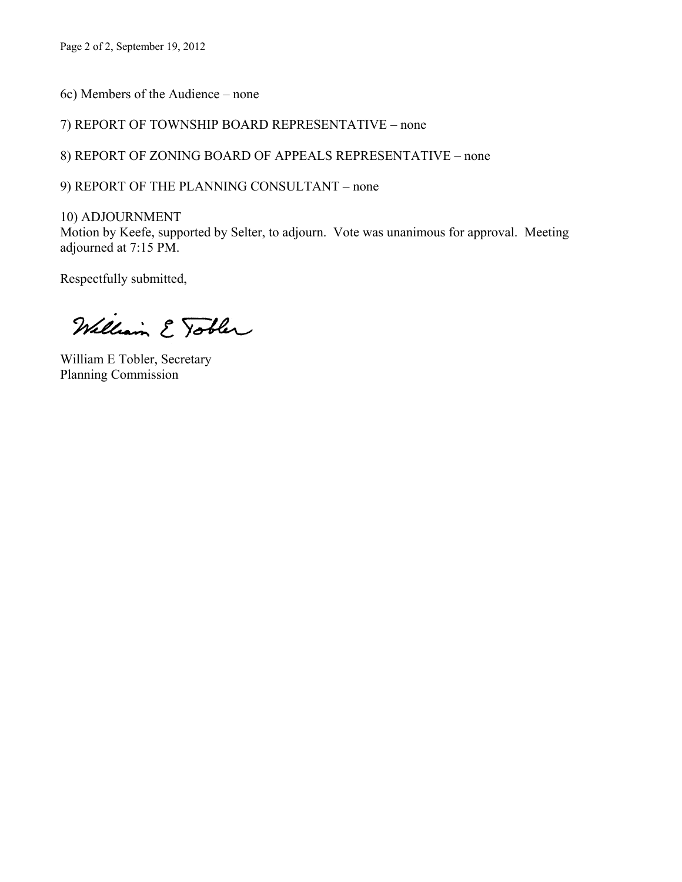6c) Members of the Audience – none

7) REPORT OF TOWNSHIP BOARD REPRESENTATIVE – none

8) REPORT OF ZONING BOARD OF APPEALS REPRESENTATIVE – none

9) REPORT OF THE PLANNING CONSULTANT – none

10) ADJOURNMENT
Motion by Keefe, supported by Selter, to adjourn. Vote was unanimous for approval. Meeting adjourned at 7:15 PM.

Respectfully submitted,

William E Tobler

William E Tobler, Secretary
Planning Commission